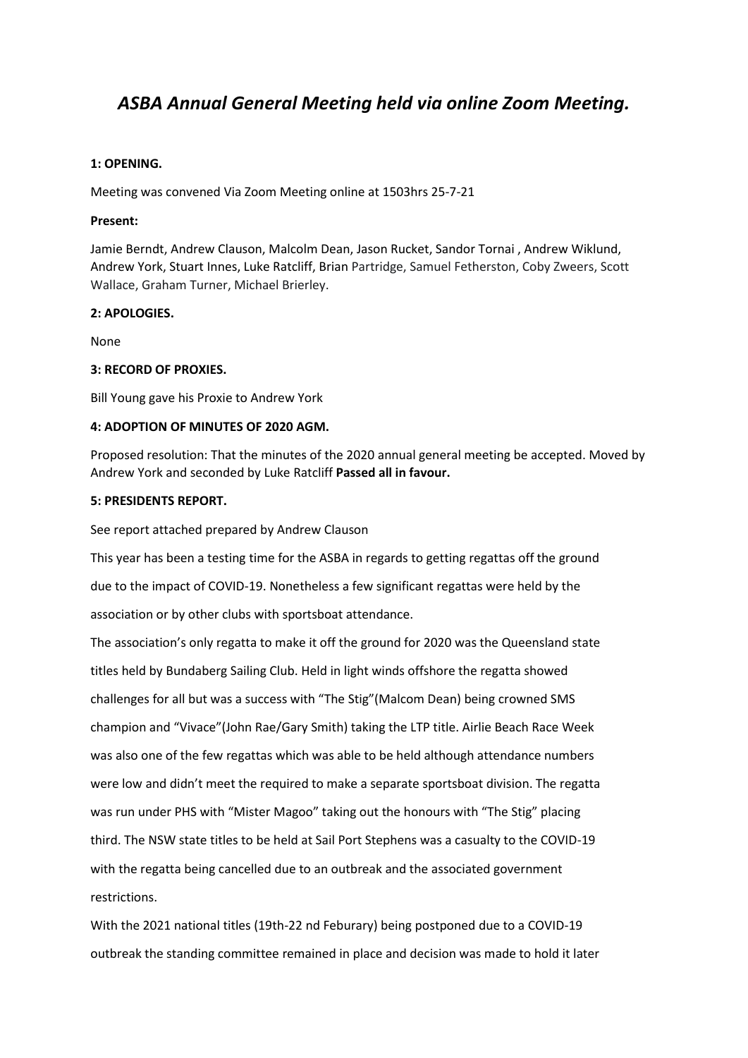# *ASBA Annual General Meeting held via online Zoom Meeting.*

**1: OPENING.**

Meeting was convened Via Zoom Meeting online at 1503hrs 25-7-21

**Present:**

Jamie Berndt, Andrew Clauson, Malcolm Dean, Jason Rucket, Sandor Tornai , Andrew Wiklund, Andrew York, Stuart Innes, Luke Ratcliff, Brian Partridge, Samuel Fetherston, Coby Zweers, Scott Wallace, Graham Turner, Michael Brierley.

**2: APOLOGIES.**

None

**3: RECORD OF PROXIES.**

Bill Young gave his Proxie to Andrew York

**4: ADOPTION OF MINUTES OF 2020 AGM.**

Proposed resolution: That the minutes of the 2020 annual general meeting be accepted. Moved by Andrew York and seconded by Luke Ratcliff **Passed all in favour.**

**5: PRESIDENTS REPORT.**

See report attached prepared by Andrew Clauson

This year has been a testing time for the ASBA in regards to getting regattas off the ground due to the impact of COVID-19. Nonetheless a few significant regattas were held by the association or by other clubs with sportsboat attendance.

The association's only regatta to make it off the ground for 2020 was the Queensland state titles held by Bundaberg Sailing Club. Held in light winds offshore the regatta showed challenges for all but was a success with "The Stig"(Malcom Dean) being crowned SMS champion and "Vivace"(John Rae/Gary Smith) taking the LTP title. Airlie Beach Race Week was also one of the few regattas which was able to be held although attendance numbers were low and didn't meet the required to make a separate sportsboat division. The regatta was run under PHS with "Mister Magoo" taking out the honours with "The Stig" placing third. The NSW state titles to be held at Sail Port Stephens was a casualty to the COVID-19 with the regatta being cancelled due to an outbreak and the associated government restrictions.

With the 2021 national titles (19th-22 nd Feburary) being postponed due to a COVID-19 outbreak the standing committee remained in place and decision was made to hold it later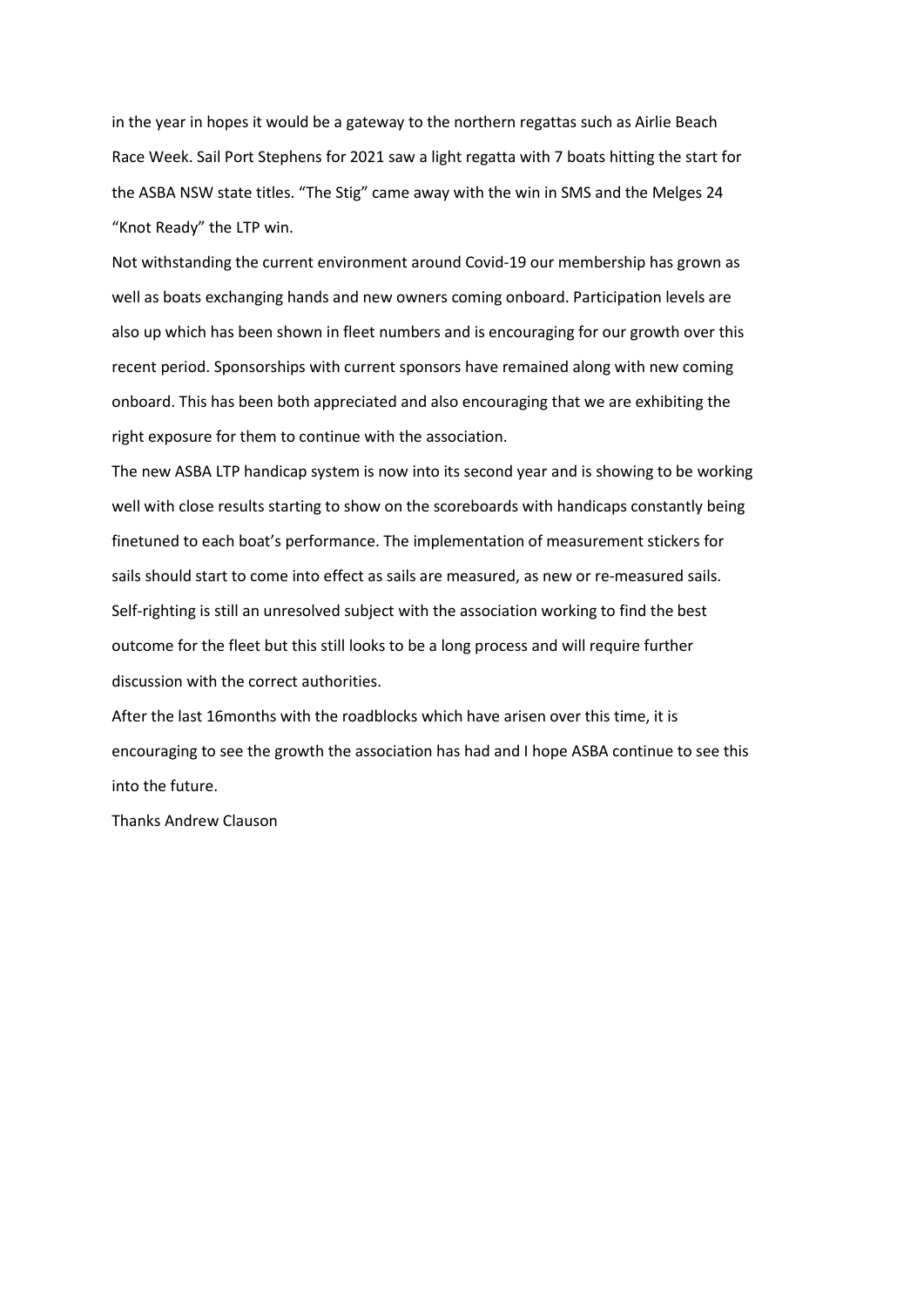in the year in hopes it would be a gateway to the northern regattas such as Airlie Beach Race Week. Sail Port Stephens for 2021 saw a light regatta with 7 boats hitting the start for the ASBA NSW state titles. "The Stig" came away with the win in SMS and the Melges 24 "Knot Ready" the LTP win.

Not withstanding the current environment around Covid-19 our membership has grown as well as boats exchanging hands and new owners coming onboard. Participation levels are also up which has been shown in fleet numbers and is encouraging for our growth over this recent period. Sponsorships with current sponsors have remained along with new coming onboard. This has been both appreciated and also encouraging that we are exhibiting the right exposure for them to continue with the association.

The new ASBA LTP handicap system is now into its second year and is showing to be working well with close results starting to show on the scoreboards with handicaps constantly being finetuned to each boat's performance. The implementation of measurement stickers for sails should start to come into effect as sails are measured, as new or re-measured sails.

Self-righting is still an unresolved subject with the association working to find the best outcome for the fleet but this still looks to be a long process and will require further discussion with the correct authorities.

After the last 16months with the roadblocks which have arisen over this time, it is encouraging to see the growth the association has had and I hope ASBA continue to see this into the future.

Thanks Andrew Clauson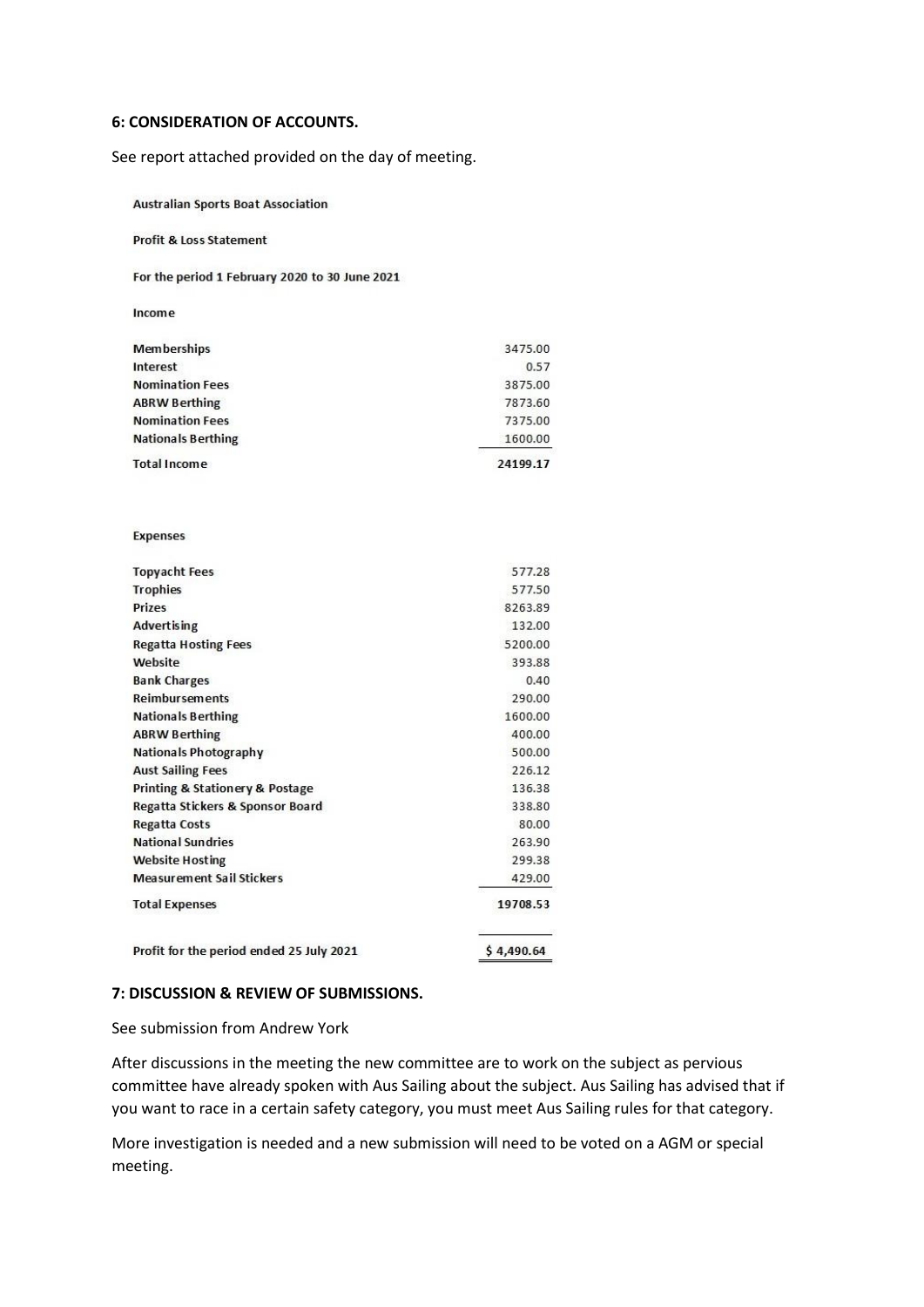### 6: CONSIDERATION OF ACCOUNTS.

See report attached provided on the day of meeting.

**Australian Sports Boat Association**

**Profit & Loss Statement**

**For the period 1 February 2020 to 30 June 2021**

**Income**

| | |
|---|---:|
| Memberships | 3475.00 |
| Interest | 0.57 |
| Nomination Fees | 3875.00 |
| ABRW Berthing | 7873.60 |
| Nomination Fees | 7375.00 |
| Nationals Berthing | 1600.00 |
| **Total Income** | **24199.17** |

**Expenses**

| | |
|---|---:|
| Topyacht Fees | 577.28 |
| Trophies | 577.50 |
| Prizes | 8263.89 |
| Advertising | 132.00 |
| Regatta Hosting Fees | 5200.00 |
| Website | 393.88 |
| Bank Charges | 0.40 |
| Reimbursements | 290.00 |
| Nationals Berthing | 1600.00 |
| ABRW Berthing | 400.00 |
| Nationals Photography | 500.00 |
| Aust Sailing Fees | 226.12 |
| Printing & Stationery & Postage | 136.38 |
| Regatta Stickers & Sponsor Board | 338.80 |
| Regatta Costs | 80.00 |
| National Sundries | 263.90 |
| Website Hosting | 299.38 |
| Measurement Sail Stickers | 429.00 |
| **Total Expenses** | **19708.53** |
| | |
| **Profit for the period ended 25 July 2021** | **$ 4,490.64** |

### 7: DISCUSSION & REVIEW OF SUBMISSIONS.

See submission from Andrew York

After discussions in the meeting the new committee are to work on the subject as pervious committee have already spoken with Aus Sailing about the subject. Aus Sailing has advised that if you want to race in a certain safety category, you must meet Aus Sailing rules for that category.

More investigation is needed and a new submission will need to be voted on a AGM or special meeting.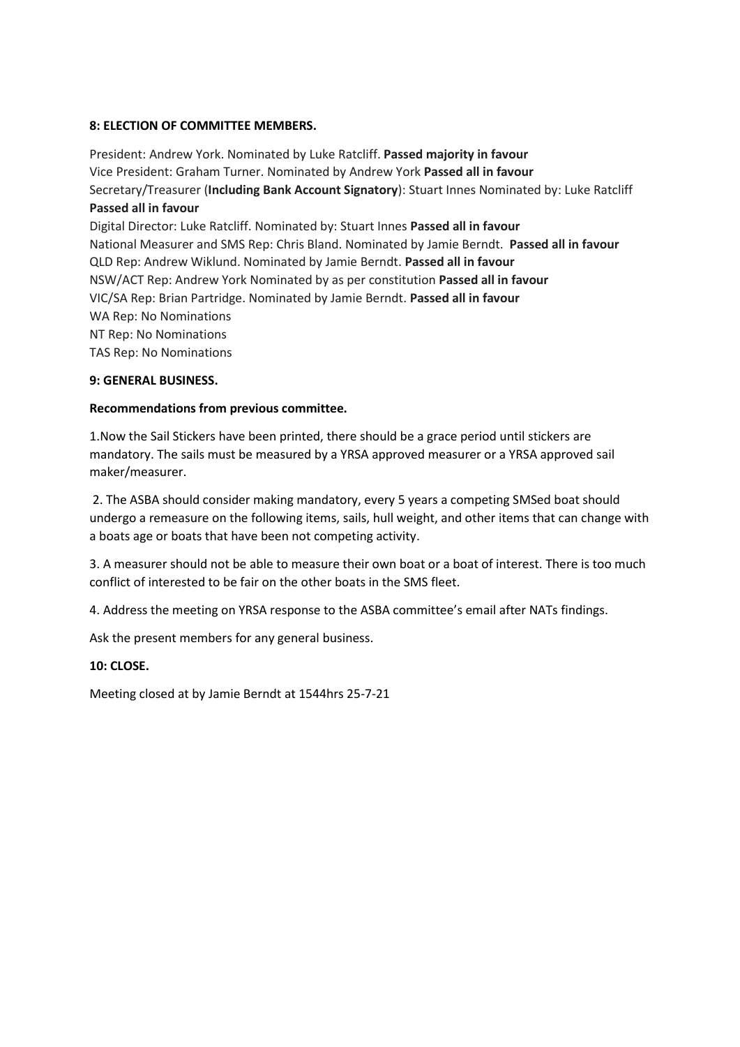**8: ELECTION OF COMMITTEE MEMBERS.**

President: Andrew York. Nominated by Luke Ratcliff. **Passed majority in favour**
Vice President: Graham Turner. Nominated by Andrew York **Passed all in favour**
Secretary/Treasurer (**Including Bank Account Signatory**): Stuart Innes Nominated by: Luke Ratcliff **Passed all in favour**
Digital Director: Luke Ratcliff. Nominated by: Stuart Innes **Passed all in favour**
National Measurer and SMS Rep: Chris Bland. Nominated by Jamie Berndt. **Passed all in favour**
QLD Rep: Andrew Wiklund. Nominated by Jamie Berndt. **Passed all in favour**
NSW/ACT Rep: Andrew York Nominated by as per constitution **Passed all in favour**
VIC/SA Rep: Brian Partridge. Nominated by Jamie Berndt. **Passed all in favour**
WA Rep: No Nominations
NT Rep: No Nominations
TAS Rep: No Nominations

**9: GENERAL BUSINESS.**

**Recommendations from previous committee.**

1.Now the Sail Stickers have been printed, there should be a grace period until stickers are mandatory. The sails must be measured by a YRSA approved measurer or a YRSA approved sail maker/measurer.

2. The ASBA should consider making mandatory, every 5 years a competing SMSed boat should undergo a remeasure on the following items, sails, hull weight, and other items that can change with a boats age or boats that have been not competing activity.

3. A measurer should not be able to measure their own boat or a boat of interest. There is too much conflict of interested to be fair on the other boats in the SMS fleet.

4. Address the meeting on YRSA response to the ASBA committee's email after NATs findings.

Ask the present members for any general business.

**10: CLOSE.**

Meeting closed at by Jamie Berndt at 1544hrs 25-7-21